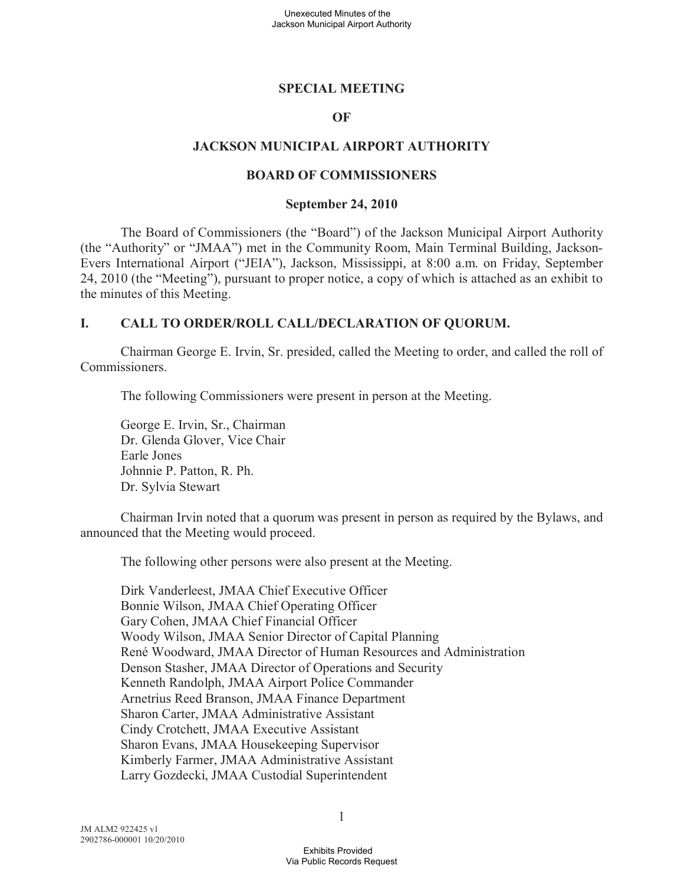# SPECIAL MEETING

# OF

# JACKSON MUNICIPAL AIRPORT AUTHORITY

# BOARD OF COMMISSIONERS

## September 24, 2010

The Board of Commissioners (the "Board") of the Jackson Municipal Airport Authority (the "Authority" or "JMAA") met in the Community Room, Main Terminal Building, Jackson-Evers International Airport ("JEIA"), Jackson, Mississippi, at 8:00 a.m. on Friday, September 24, 2010 (the "Meeting"), pursuant to proper notice, a copy of which is attached as an exhibit to the minutes of this Meeting.

## I. CALL TO ORDER/ROLL CALL/DECLARATION OF QUORUM.

Chairman George E. Irvin, Sr. presided, called the Meeting to order, and called the roll of Commissioners.

The following Commissioners were present in person at the Meeting.

George E. Irvin, Sr., Chairman  
Dr. Glenda Glover, Vice Chair  
Earle Jones  
Johnnie P. Patton, R. Ph.  
Dr. Sylvia Stewart

Chairman Irvin noted that a quorum was present in person as required by the Bylaws, and announced that the Meeting would proceed.

The following other persons were also present at the Meeting.

Dirk Vanderleest, JMAA Chief Executive Officer  
Bonnie Wilson, JMAA Chief Operating Officer  
Gary Cohen, JMAA Chief Financial Officer  
Woody Wilson, JMAA Senior Director of Capital Planning  
René Woodward, JMAA Director of Human Resources and Administration  
Denson Stasher, JMAA Director of Operations and Security  
Kenneth Randolph, JMAA Airport Police Commander  
Arnetrius Reed Branson, JMAA Finance Department  
Sharon Carter, JMAA Administrative Assistant  
Cindy Crotchett, JMAA Executive Assistant  
Sharon Evans, JMAA Housekeeping Supervisor  
Kimberly Farmer, JMAA Administrative Assistant  
Larry Gozdecki, JMAA Custodial Superintendent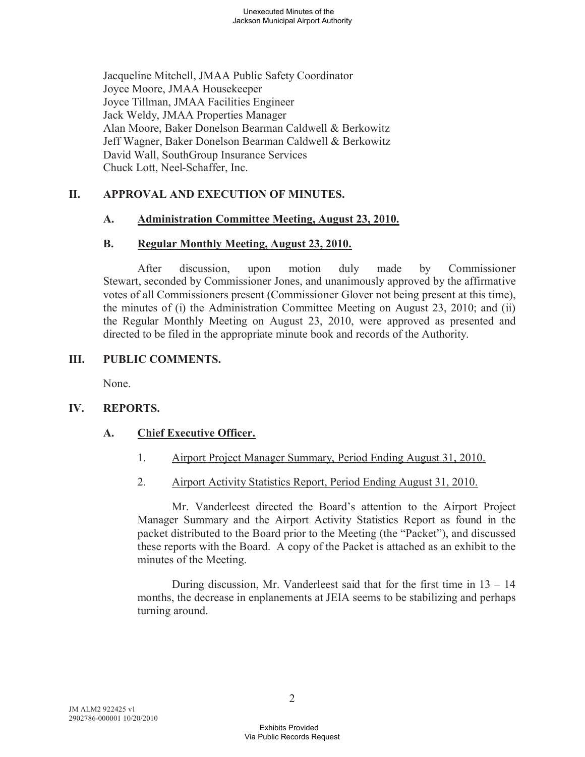Jacqueline Mitchell, JMAA Public Safety Coordinator
Joyce Moore, JMAA Housekeeper
Joyce Tillman, JMAA Facilities Engineer
Jack Weldy, JMAA Properties Manager
Alan Moore, Baker Donelson Bearman Caldwell & Berkowitz
Jeff Wagner, Baker Donelson Bearman Caldwell & Berkowitz
David Wall, SouthGroup Insurance Services
Chuck Lott, Neel-Schaffer, Inc.

## II. APPROVAL AND EXECUTION OF MINUTES.

### A. Administration Committee Meeting, August 23, 2010.

### B. Regular Monthly Meeting, August 23, 2010.

After discussion, upon motion duly made by Commissioner Stewart, seconded by Commissioner Jones, and unanimously approved by the affirmative votes of all Commissioners present (Commissioner Glover not being present at this time), the minutes of (i) the Administration Committee Meeting on August 23, 2010; and (ii) the Regular Monthly Meeting on August 23, 2010, were approved as presented and directed to be filed in the appropriate minute book and records of the Authority.

## III. PUBLIC COMMENTS.

None.

## IV. REPORTS.

### A. Chief Executive Officer.

1. Airport Project Manager Summary, Period Ending August 31, 2010.

2. Airport Activity Statistics Report, Period Ending August 31, 2010.

Mr. Vanderleest directed the Board's attention to the Airport Project Manager Summary and the Airport Activity Statistics Report as found in the packet distributed to the Board prior to the Meeting (the "Packet"), and discussed these reports with the Board. A copy of the Packet is attached as an exhibit to the minutes of the Meeting.

During discussion, Mr. Vanderleest said that for the first time in 13 – 14 months, the decrease in enplanements at JEIA seems to be stabilizing and perhaps turning around.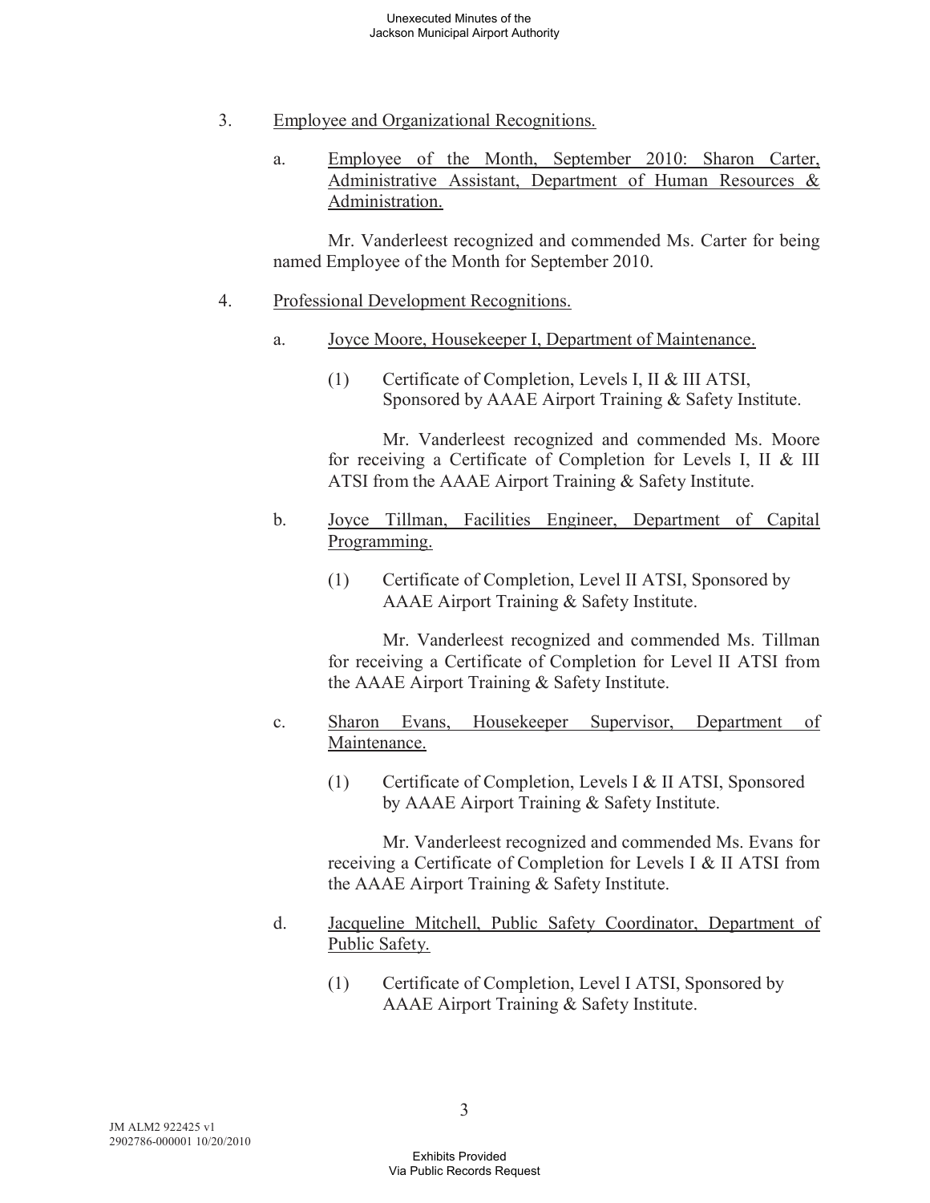3. Employee and Organizational Recognitions.

   a. Employee of the Month, September 2010: Sharon Carter, Administrative Assistant, Department of Human Resources & Administration.

      Mr. Vanderleest recognized and commended Ms. Carter for being named Employee of the Month for September 2010.

4. Professional Development Recognitions.

   a. Joyce Moore, Housekeeper I, Department of Maintenance.

      (1) Certificate of Completion, Levels I, II & III ATSI, Sponsored by AAAE Airport Training & Safety Institute.

      Mr. Vanderleest recognized and commended Ms. Moore for receiving a Certificate of Completion for Levels I, II & III ATSI from the AAAE Airport Training & Safety Institute.

   b. Joyce Tillman, Facilities Engineer, Department of Capital Programming.

      (1) Certificate of Completion, Level II ATSI, Sponsored by AAAE Airport Training & Safety Institute.

      Mr. Vanderleest recognized and commended Ms. Tillman for receiving a Certificate of Completion for Level II ATSI from the AAAE Airport Training & Safety Institute.

   c. Sharon Evans, Housekeeper Supervisor, Department of Maintenance.

      (1) Certificate of Completion, Levels I & II ATSI, Sponsored by AAAE Airport Training & Safety Institute.

      Mr. Vanderleest recognized and commended Ms. Evans for receiving a Certificate of Completion for Levels I & II ATSI from the AAAE Airport Training & Safety Institute.

   d. Jacqueline Mitchell, Public Safety Coordinator, Department of Public Safety.

      (1) Certificate of Completion, Level I ATSI, Sponsored by AAAE Airport Training & Safety Institute.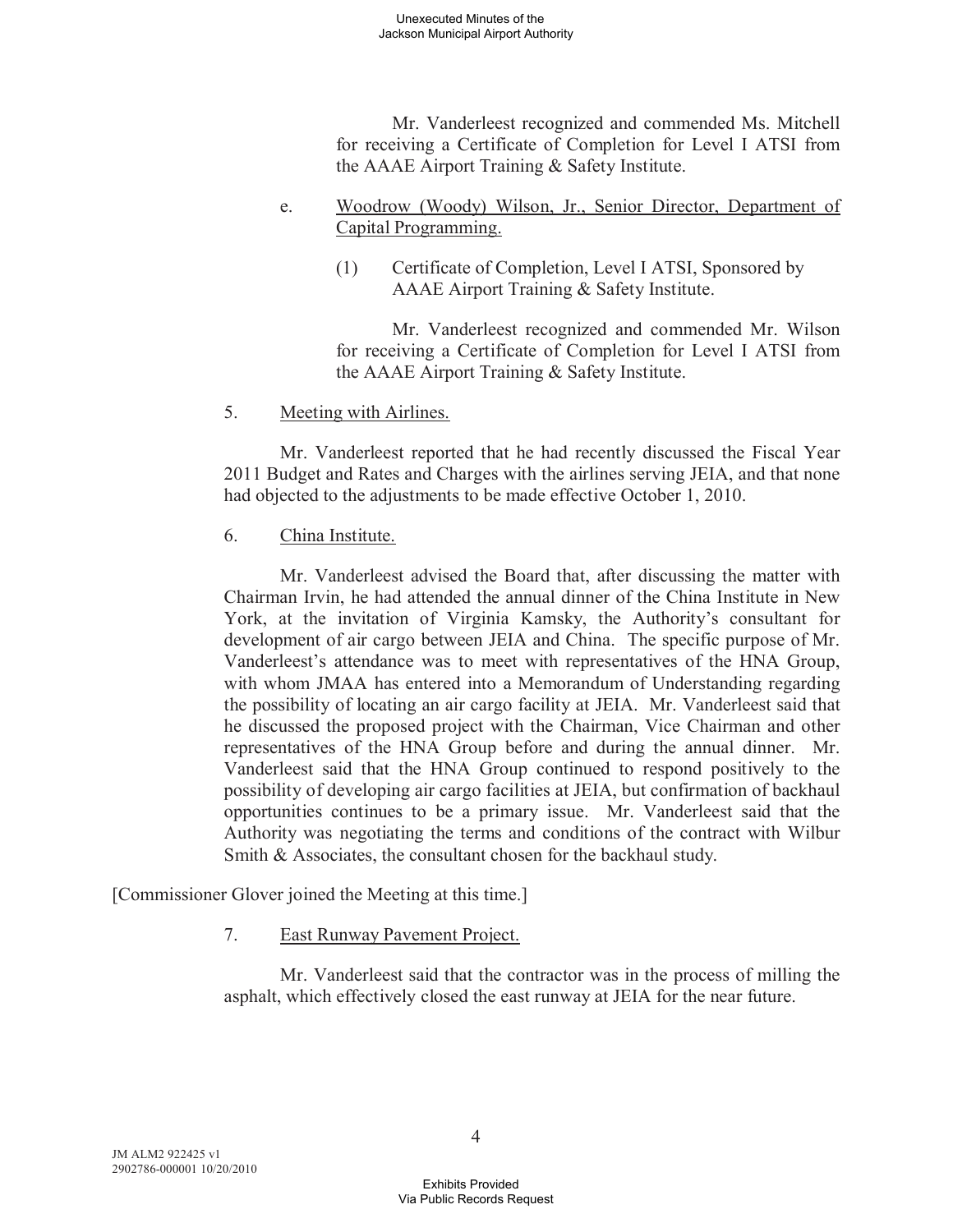Mr. Vanderleest recognized and commended Ms. Mitchell for receiving a Certificate of Completion for Level I ATSI from the AAAE Airport Training & Safety Institute.

e. Woodrow (Woody) Wilson, Jr., Senior Director, Department of Capital Programming.

(1) Certificate of Completion, Level I ATSI, Sponsored by AAAE Airport Training & Safety Institute.

Mr. Vanderleest recognized and commended Mr. Wilson for receiving a Certificate of Completion for Level I ATSI from the AAAE Airport Training & Safety Institute.

5. Meeting with Airlines.

Mr. Vanderleest reported that he had recently discussed the Fiscal Year 2011 Budget and Rates and Charges with the airlines serving JEIA, and that none had objected to the adjustments to be made effective October 1, 2010.

6. China Institute.

Mr. Vanderleest advised the Board that, after discussing the matter with Chairman Irvin, he had attended the annual dinner of the China Institute in New York, at the invitation of Virginia Kamsky, the Authority's consultant for development of air cargo between JEIA and China. The specific purpose of Mr. Vanderleest's attendance was to meet with representatives of the HNA Group, with whom JMAA has entered into a Memorandum of Understanding regarding the possibility of locating an air cargo facility at JEIA. Mr. Vanderleest said that he discussed the proposed project with the Chairman, Vice Chairman and other representatives of the HNA Group before and during the annual dinner. Mr. Vanderleest said that the HNA Group continued to respond positively to the possibility of developing air cargo facilities at JEIA, but confirmation of backhaul opportunities continues to be a primary issue. Mr. Vanderleest said that the Authority was negotiating the terms and conditions of the contract with Wilbur Smith & Associates, the consultant chosen for the backhaul study.

[Commissioner Glover joined the Meeting at this time.]

7. East Runway Pavement Project.

Mr. Vanderleest said that the contractor was in the process of milling the asphalt, which effectively closed the east runway at JEIA for the near future.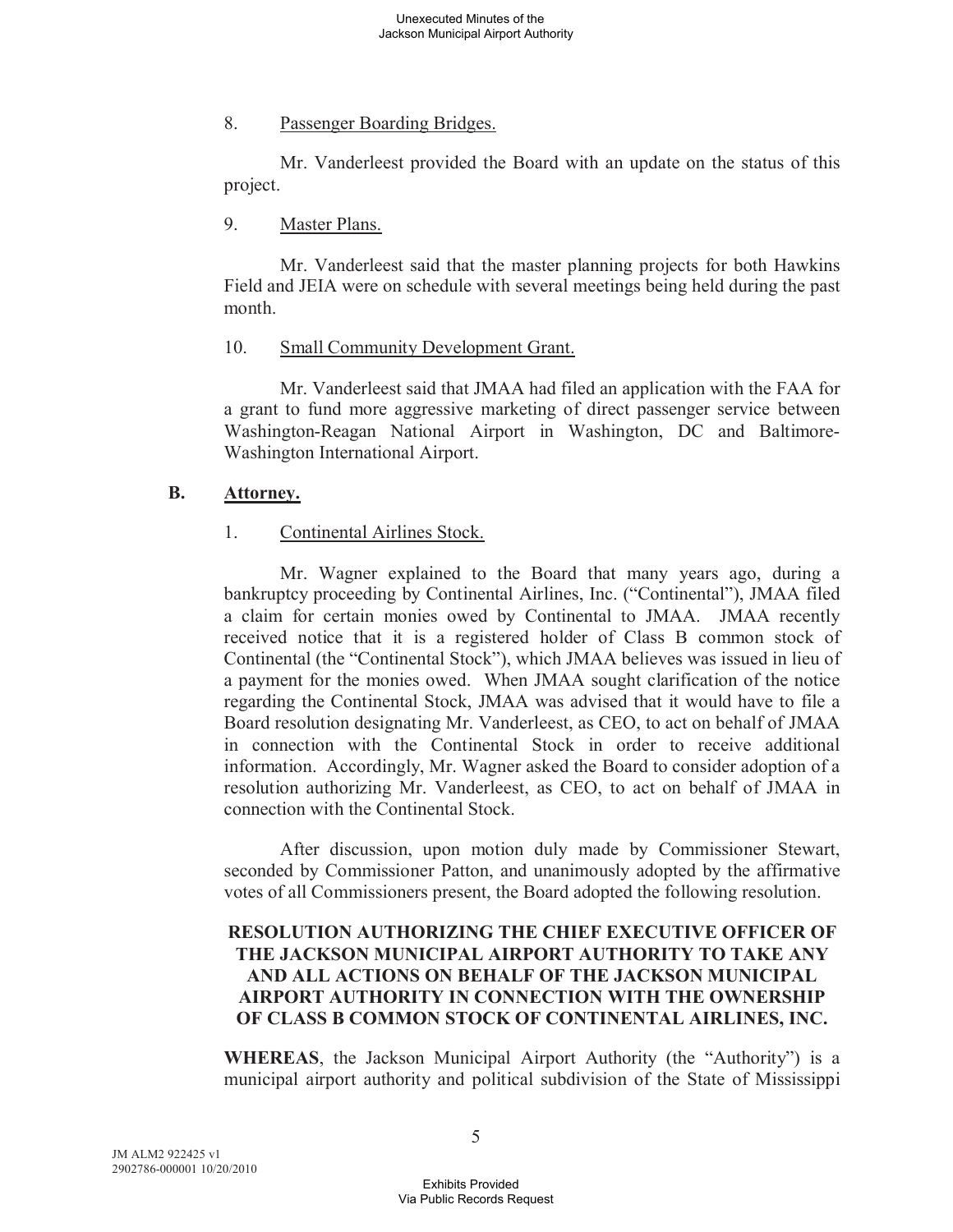8. Passenger Boarding Bridges.

Mr. Vanderleest provided the Board with an update on the status of this project.

9. Master Plans.

Mr. Vanderleest said that the master planning projects for both Hawkins Field and JEIA were on schedule with several meetings being held during the past month.

10. Small Community Development Grant.

Mr. Vanderleest said that JMAA had filed an application with the FAA for a grant to fund more aggressive marketing of direct passenger service between Washington-Reagan National Airport in Washington, DC and Baltimore-Washington International Airport.

## B. Attorney.

1. Continental Airlines Stock.

Mr. Wagner explained to the Board that many years ago, during a bankruptcy proceeding by Continental Airlines, Inc. ("Continental"), JMAA filed a claim for certain monies owed by Continental to JMAA. JMAA recently received notice that it is a registered holder of Class B common stock of Continental (the "Continental Stock"), which JMAA believes was issued in lieu of a payment for the monies owed. When JMAA sought clarification of the notice regarding the Continental Stock, JMAA was advised that it would have to file a Board resolution designating Mr. Vanderleest, as CEO, to act on behalf of JMAA in connection with the Continental Stock in order to receive additional information. Accordingly, Mr. Wagner asked the Board to consider adoption of a resolution authorizing Mr. Vanderleest, as CEO, to act on behalf of JMAA in connection with the Continental Stock.

After discussion, upon motion duly made by Commissioner Stewart, seconded by Commissioner Patton, and unanimously adopted by the affirmative votes of all Commissioners present, the Board adopted the following resolution.

**RESOLUTION AUTHORIZING THE CHIEF EXECUTIVE OFFICER OF THE JACKSON MUNICIPAL AIRPORT AUTHORITY TO TAKE ANY AND ALL ACTIONS ON BEHALF OF THE JACKSON MUNICIPAL AIRPORT AUTHORITY IN CONNECTION WITH THE OWNERSHIP OF CLASS B COMMON STOCK OF CONTINENTAL AIRLINES, INC.**

**WHEREAS**, the Jackson Municipal Airport Authority (the "Authority") is a municipal airport authority and political subdivision of the State of Mississippi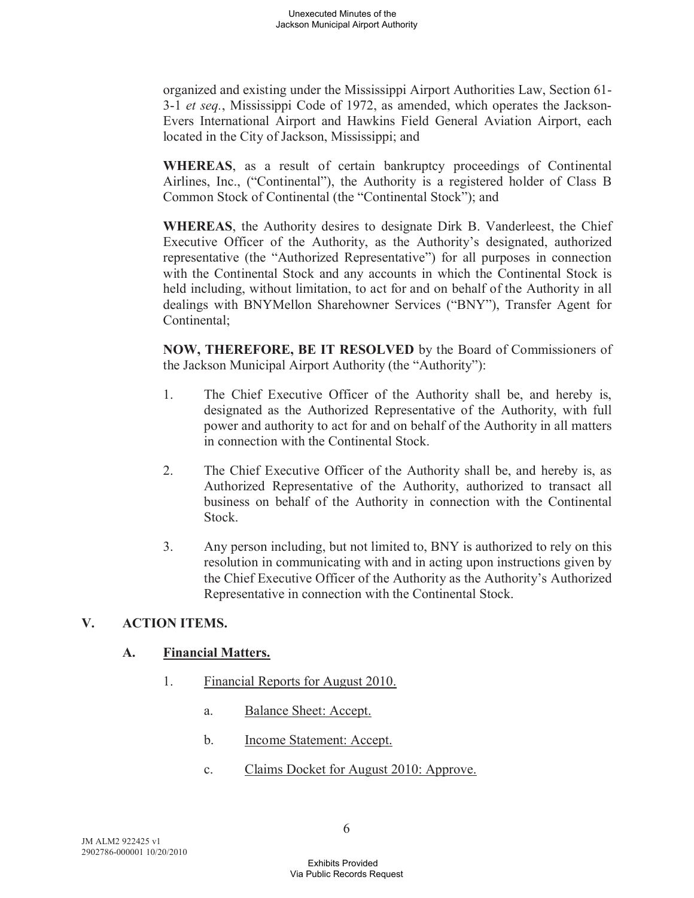organized and existing under the Mississippi Airport Authorities Law, Section 61-3-1 *et seq.*, Mississippi Code of 1972, as amended, which operates the Jackson-Evers International Airport and Hawkins Field General Aviation Airport, each located in the City of Jackson, Mississippi; and

**WHEREAS**, as a result of certain bankruptcy proceedings of Continental Airlines, Inc., ("Continental"), the Authority is a registered holder of Class B Common Stock of Continental (the "Continental Stock"); and

**WHEREAS**, the Authority desires to designate Dirk B. Vanderleest, the Chief Executive Officer of the Authority, as the Authority's designated, authorized representative (the "Authorized Representative") for all purposes in connection with the Continental Stock and any accounts in which the Continental Stock is held including, without limitation, to act for and on behalf of the Authority in all dealings with BNYMellon Sharehowner Services ("BNY"), Transfer Agent for Continental;

**NOW, THEREFORE, BE IT RESOLVED** by the Board of Commissioners of the Jackson Municipal Airport Authority (the "Authority"):

1. The Chief Executive Officer of the Authority shall be, and hereby is, designated as the Authorized Representative of the Authority, with full power and authority to act for and on behalf of the Authority in all matters in connection with the Continental Stock.

2. The Chief Executive Officer of the Authority shall be, and hereby is, as Authorized Representative of the Authority, authorized to transact all business on behalf of the Authority in connection with the Continental Stock.

3. Any person including, but not limited to, BNY is authorized to rely on this resolution in communicating with and in acting upon instructions given by the Chief Executive Officer of the Authority as the Authority's Authorized Representative in connection with the Continental Stock.

## V. ACTION ITEMS.

### A. Financial Matters.

1. Financial Reports for August 2010.

    a. Balance Sheet: Accept.

    b. Income Statement: Accept.

    c. Claims Docket for August 2010: Approve.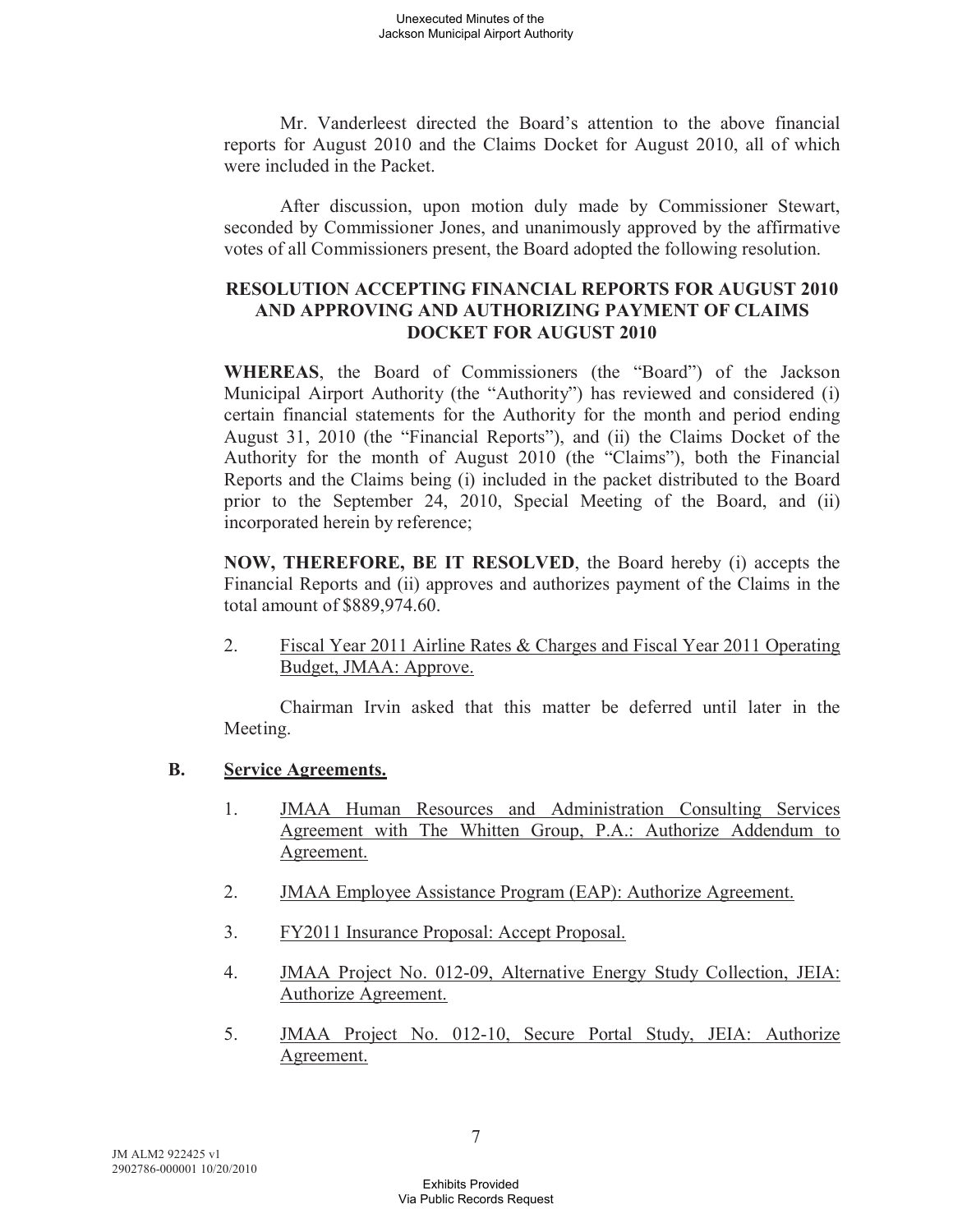Mr. Vanderleest directed the Board's attention to the above financial reports for August 2010 and the Claims Docket for August 2010, all of which were included in the Packet.

After discussion, upon motion duly made by Commissioner Stewart, seconded by Commissioner Jones, and unanimously approved by the affirmative votes of all Commissioners present, the Board adopted the following resolution.

**RESOLUTION ACCEPTING FINANCIAL REPORTS FOR AUGUST 2010 AND APPROVING AND AUTHORIZING PAYMENT OF CLAIMS DOCKET FOR AUGUST 2010**

**WHEREAS**, the Board of Commissioners (the "Board") of the Jackson Municipal Airport Authority (the "Authority") has reviewed and considered (i) certain financial statements for the Authority for the month and period ending August 31, 2010 (the "Financial Reports"), and (ii) the Claims Docket of the Authority for the month of August 2010 (the "Claims"), both the Financial Reports and the Claims being (i) included in the packet distributed to the Board prior to the September 24, 2010, Special Meeting of the Board, and (ii) incorporated herein by reference;

**NOW, THEREFORE, BE IT RESOLVED**, the Board hereby (i) accepts the Financial Reports and (ii) approves and authorizes payment of the Claims in the total amount of $889,974.60.

2. Fiscal Year 2011 Airline Rates & Charges and Fiscal Year 2011 Operating Budget, JMAA: Approve.

Chairman Irvin asked that this matter be deferred until later in the Meeting.

**B. Service Agreements.**

1. JMAA Human Resources and Administration Consulting Services Agreement with The Whitten Group, P.A.: Authorize Addendum to Agreement.
2. JMAA Employee Assistance Program (EAP): Authorize Agreement.
3. FY2011 Insurance Proposal: Accept Proposal.
4. JMAA Project No. 012-09, Alternative Energy Study Collection, JEIA: Authorize Agreement.
5. JMAA Project No. 012-10, Secure Portal Study, JEIA: Authorize Agreement.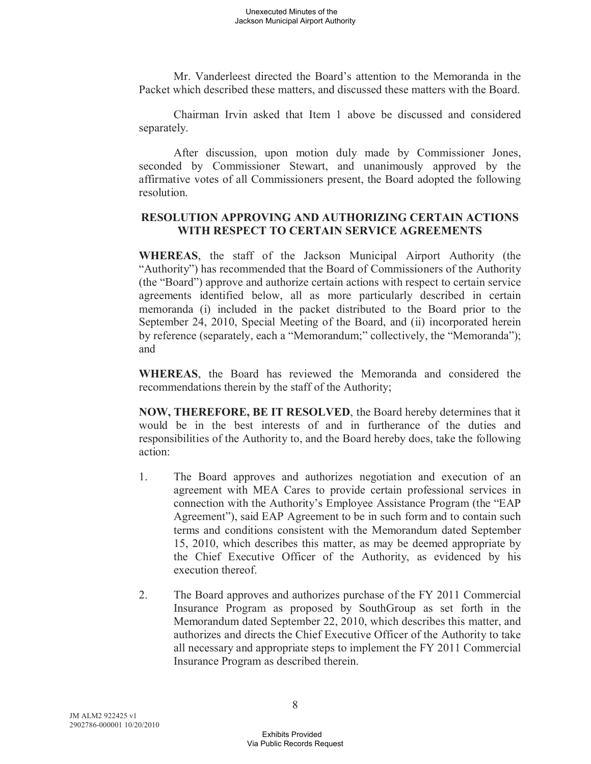Mr. Vanderleest directed the Board's attention to the Memoranda in the Packet which described these matters, and discussed these matters with the Board.

Chairman Irvin asked that Item 1 above be discussed and considered separately.

After discussion, upon motion duly made by Commissioner Jones, seconded by Commissioner Stewart, and unanimously approved by the affirmative votes of all Commissioners present, the Board adopted the following resolution.

**RESOLUTION APPROVING AND AUTHORIZING CERTAIN ACTIONS WITH RESPECT TO CERTAIN SERVICE AGREEMENTS**

**WHEREAS**, the staff of the Jackson Municipal Airport Authority (the "Authority") has recommended that the Board of Commissioners of the Authority (the "Board") approve and authorize certain actions with respect to certain service agreements identified below, all as more particularly described in certain memoranda (i) included in the packet distributed to the Board prior to the September 24, 2010, Special Meeting of the Board, and (ii) incorporated herein by reference (separately, each a "Memorandum;" collectively, the "Memoranda"); and

**WHEREAS**, the Board has reviewed the Memoranda and considered the recommendations therein by the staff of the Authority;

**NOW, THEREFORE, BE IT RESOLVED**, the Board hereby determines that it would be in the best interests of and in furtherance of the duties and responsibilities of the Authority to, and the Board hereby does, take the following action:

1. The Board approves and authorizes negotiation and execution of an agreement with MEA Cares to provide certain professional services in connection with the Authority's Employee Assistance Program (the "EAP Agreement"), said EAP Agreement to be in such form and to contain such terms and conditions consistent with the Memorandum dated September 15, 2010, which describes this matter, as may be deemed appropriate by the Chief Executive Officer of the Authority, as evidenced by his execution thereof.

2. The Board approves and authorizes purchase of the FY 2011 Commercial Insurance Program as proposed by SouthGroup as set forth in the Memorandum dated September 22, 2010, which describes this matter, and authorizes and directs the Chief Executive Officer of the Authority to take all necessary and appropriate steps to implement the FY 2011 Commercial Insurance Program as described therein.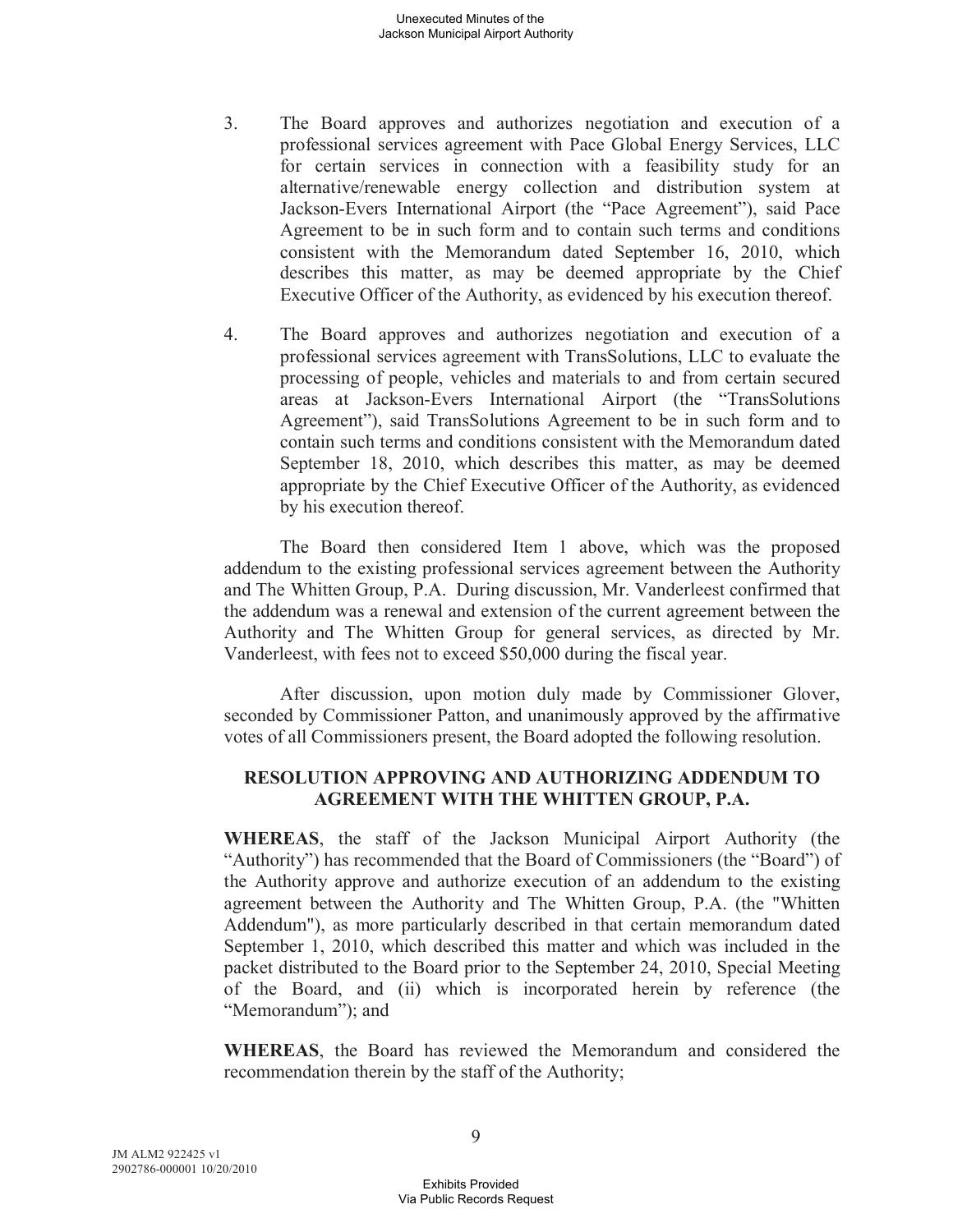3. The Board approves and authorizes negotiation and execution of a professional services agreement with Pace Global Energy Services, LLC for certain services in connection with a feasibility study for an alternative/renewable energy collection and distribution system at Jackson-Evers International Airport (the "Pace Agreement"), said Pace Agreement to be in such form and to contain such terms and conditions consistent with the Memorandum dated September 16, 2010, which describes this matter, as may be deemed appropriate by the Chief Executive Officer of the Authority, as evidenced by his execution thereof.

4. The Board approves and authorizes negotiation and execution of a professional services agreement with TransSolutions, LLC to evaluate the processing of people, vehicles and materials to and from certain secured areas at Jackson-Evers International Airport (the "TransSolutions Agreement"), said TransSolutions Agreement to be in such form and to contain such terms and conditions consistent with the Memorandum dated September 18, 2010, which describes this matter, as may be deemed appropriate by the Chief Executive Officer of the Authority, as evidenced by his execution thereof.

The Board then considered Item 1 above, which was the proposed addendum to the existing professional services agreement between the Authority and The Whitten Group, P.A. During discussion, Mr. Vanderleest confirmed that the addendum was a renewal and extension of the current agreement between the Authority and The Whitten Group for general services, as directed by Mr. Vanderleest, with fees not to exceed $50,000 during the fiscal year.

After discussion, upon motion duly made by Commissioner Glover, seconded by Commissioner Patton, and unanimously approved by the affirmative votes of all Commissioners present, the Board adopted the following resolution.

**RESOLUTION APPROVING AND AUTHORIZING ADDENDUM TO AGREEMENT WITH THE WHITTEN GROUP, P.A.**

**WHEREAS**, the staff of the Jackson Municipal Airport Authority (the "Authority") has recommended that the Board of Commissioners (the "Board") of the Authority approve and authorize execution of an addendum to the existing agreement between the Authority and The Whitten Group, P.A. (the "Whitten Addendum"), as more particularly described in that certain memorandum dated September 1, 2010, which described this matter and which was included in the packet distributed to the Board prior to the September 24, 2010, Special Meeting of the Board, and (ii) which is incorporated herein by reference (the "Memorandum"); and

**WHEREAS**, the Board has reviewed the Memorandum and considered the recommendation therein by the staff of the Authority;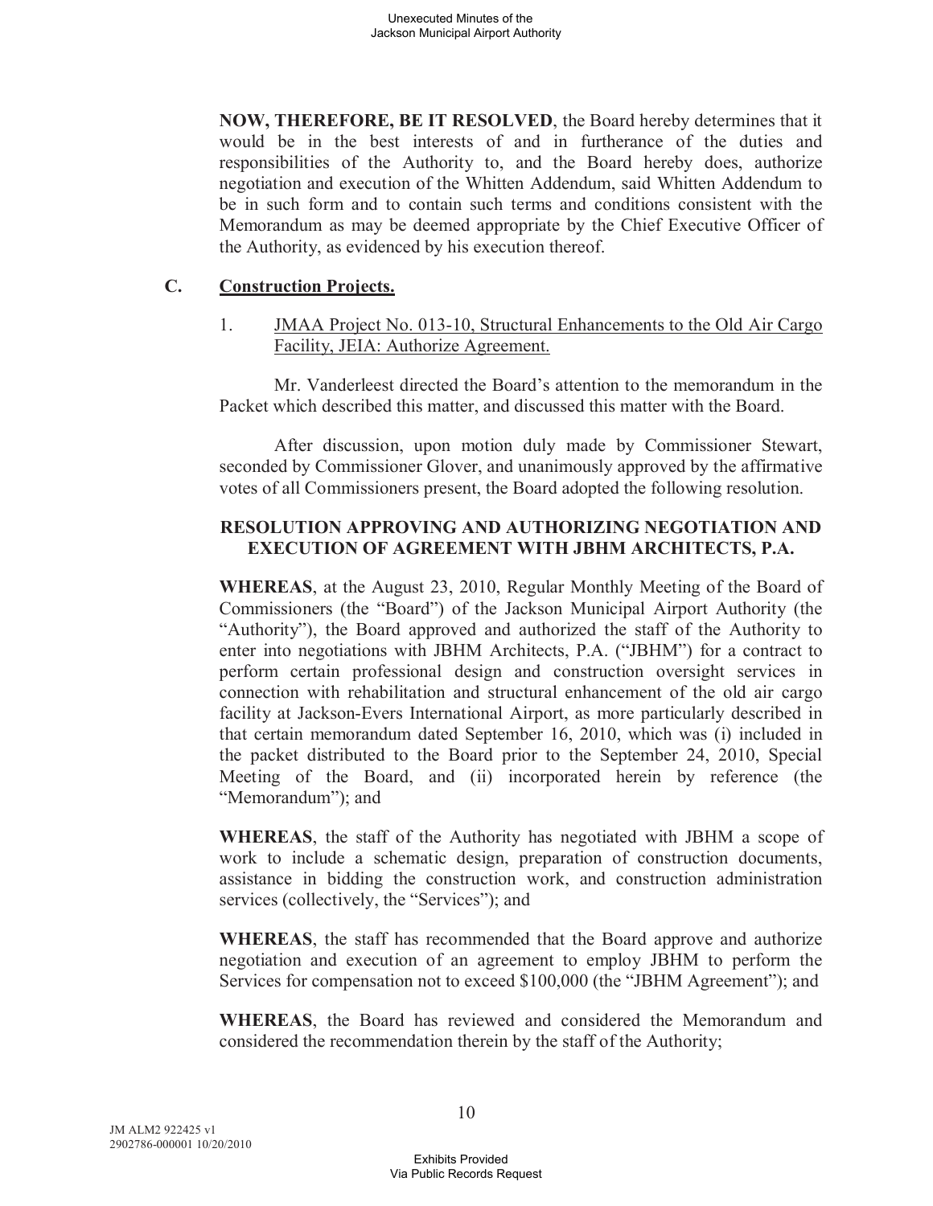**NOW, THEREFORE, BE IT RESOLVED**, the Board hereby determines that it would be in the best interests of and in furtherance of the duties and responsibilities of the Authority to, and the Board hereby does, authorize negotiation and execution of the Whitten Addendum, said Whitten Addendum to be in such form and to contain such terms and conditions consistent with the Memorandum as may be deemed appropriate by the Chief Executive Officer of the Authority, as evidenced by his execution thereof.

## C. Construction Projects.

1. JMAA Project No. 013-10, Structural Enhancements to the Old Air Cargo Facility, JEIA: Authorize Agreement.

Mr. Vanderleest directed the Board's attention to the memorandum in the Packet which described this matter, and discussed this matter with the Board.

After discussion, upon motion duly made by Commissioner Stewart, seconded by Commissioner Glover, and unanimously approved by the affirmative votes of all Commissioners present, the Board adopted the following resolution.

**RESOLUTION APPROVING AND AUTHORIZING NEGOTIATION AND EXECUTION OF AGREEMENT WITH JBHM ARCHITECTS, P.A.**

**WHEREAS**, at the August 23, 2010, Regular Monthly Meeting of the Board of Commissioners (the "Board") of the Jackson Municipal Airport Authority (the "Authority"), the Board approved and authorized the staff of the Authority to enter into negotiations with JBHM Architects, P.A. ("JBHM") for a contract to perform certain professional design and construction oversight services in connection with rehabilitation and structural enhancement of the old air cargo facility at Jackson-Evers International Airport, as more particularly described in that certain memorandum dated September 16, 2010, which was (i) included in the packet distributed to the Board prior to the September 24, 2010, Special Meeting of the Board, and (ii) incorporated herein by reference (the "Memorandum"); and

**WHEREAS**, the staff of the Authority has negotiated with JBHM a scope of work to include a schematic design, preparation of construction documents, assistance in bidding the construction work, and construction administration services (collectively, the "Services"); and

**WHEREAS**, the staff has recommended that the Board approve and authorize negotiation and execution of an agreement to employ JBHM to perform the Services for compensation not to exceed $100,000 (the "JBHM Agreement"); and

**WHEREAS**, the Board has reviewed and considered the Memorandum and considered the recommendation therein by the staff of the Authority;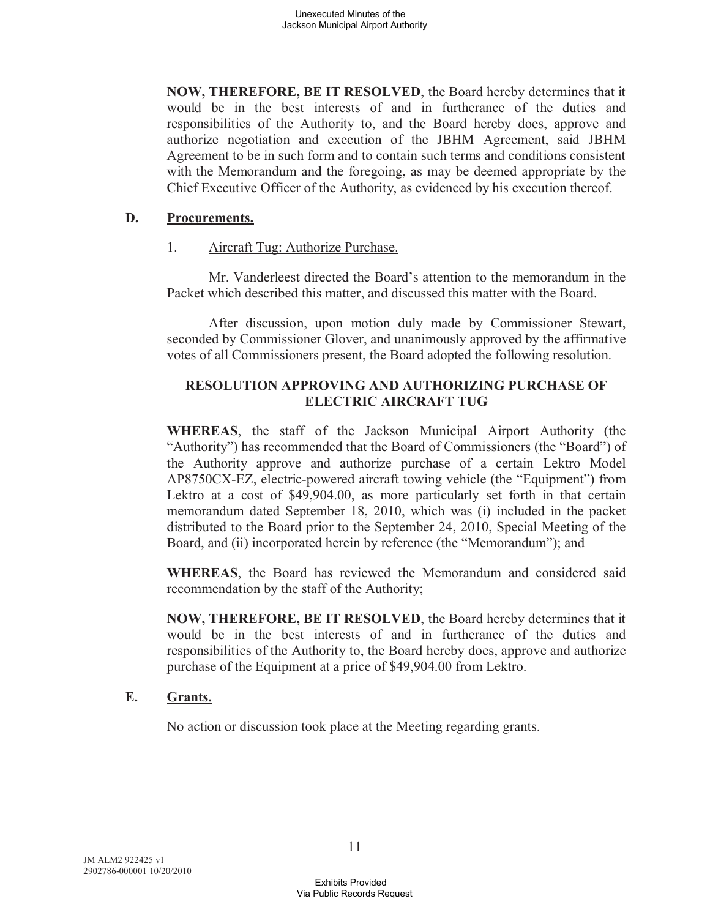**NOW, THEREFORE, BE IT RESOLVED**, the Board hereby determines that it would be in the best interests of and in furtherance of the duties and responsibilities of the Authority to, and the Board hereby does, approve and authorize negotiation and execution of the JBHM Agreement, said JBHM Agreement to be in such form and to contain such terms and conditions consistent with the Memorandum and the foregoing, as may be deemed appropriate by the Chief Executive Officer of the Authority, as evidenced by his execution thereof.

**D. Procurements.**

1. Aircraft Tug: Authorize Purchase.

Mr. Vanderleest directed the Board's attention to the memorandum in the Packet which described this matter, and discussed this matter with the Board.

After discussion, upon motion duly made by Commissioner Stewart, seconded by Commissioner Glover, and unanimously approved by the affirmative votes of all Commissioners present, the Board adopted the following resolution.

**RESOLUTION APPROVING AND AUTHORIZING PURCHASE OF ELECTRIC AIRCRAFT TUG**

**WHEREAS**, the staff of the Jackson Municipal Airport Authority (the "Authority") has recommended that the Board of Commissioners (the "Board") of the Authority approve and authorize purchase of a certain Lektro Model AP8750CX-EZ, electric-powered aircraft towing vehicle (the "Equipment") from Lektro at a cost of $49,904.00, as more particularly set forth in that certain memorandum dated September 18, 2010, which was (i) included in the packet distributed to the Board prior to the September 24, 2010, Special Meeting of the Board, and (ii) incorporated herein by reference (the "Memorandum"); and

**WHEREAS**, the Board has reviewed the Memorandum and considered said recommendation by the staff of the Authority;

**NOW, THEREFORE, BE IT RESOLVED**, the Board hereby determines that it would be in the best interests of and in furtherance of the duties and responsibilities of the Authority to, the Board hereby does, approve and authorize purchase of the Equipment at a price of $49,904.00 from Lektro.

**E. Grants.**

No action or discussion took place at the Meeting regarding grants.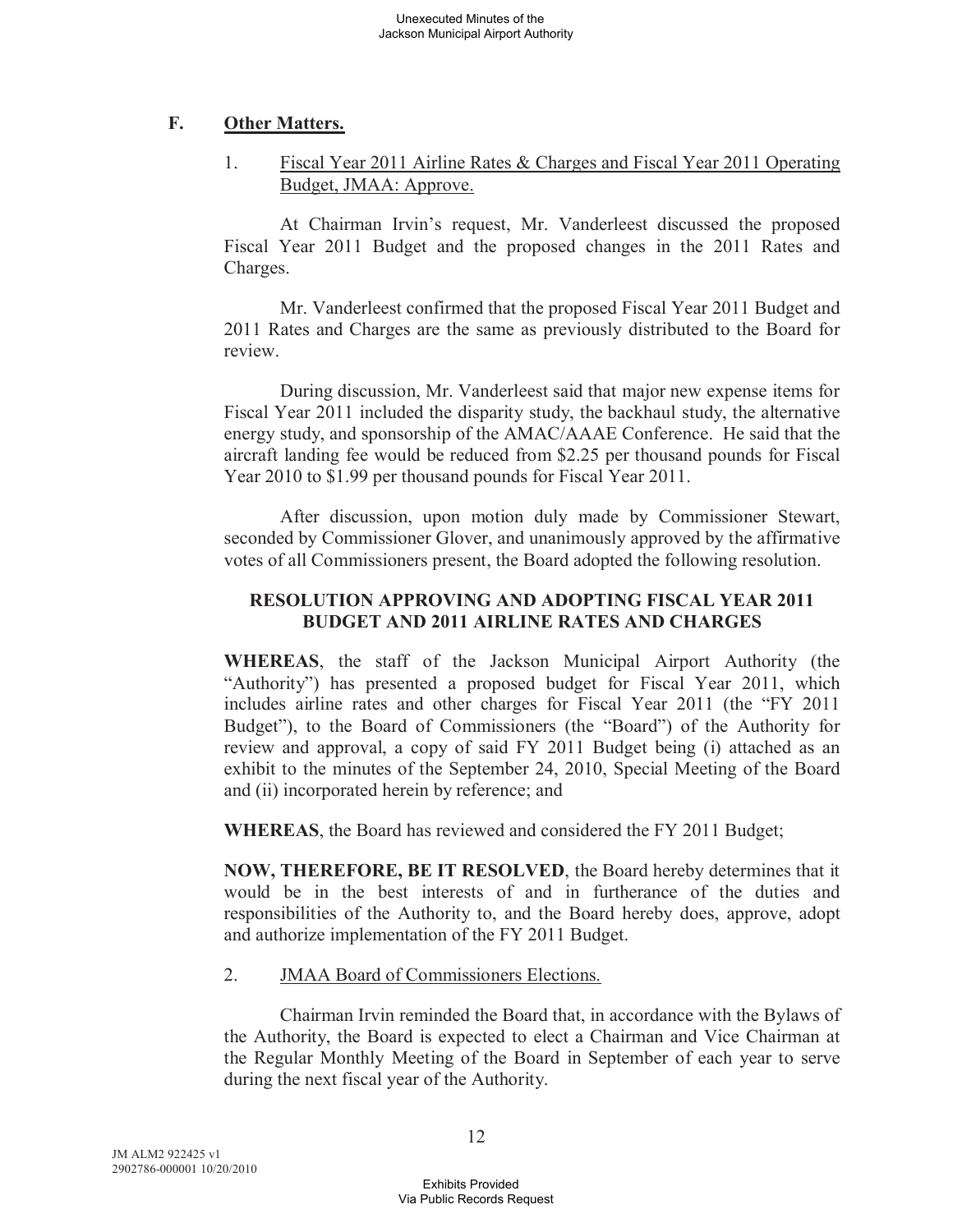## F. Other Matters.

1. Fiscal Year 2011 Airline Rates & Charges and Fiscal Year 2011 Operating Budget, JMAA: Approve.

At Chairman Irvin's request, Mr. Vanderleest discussed the proposed Fiscal Year 2011 Budget and the proposed changes in the 2011 Rates and Charges.

Mr. Vanderleest confirmed that the proposed Fiscal Year 2011 Budget and 2011 Rates and Charges are the same as previously distributed to the Board for review.

During discussion, Mr. Vanderleest said that major new expense items for Fiscal Year 2011 included the disparity study, the backhaul study, the alternative energy study, and sponsorship of the AMAC/AAAE Conference. He said that the aircraft landing fee would be reduced from $2.25 per thousand pounds for Fiscal Year 2010 to $1.99 per thousand pounds for Fiscal Year 2011.

After discussion, upon motion duly made by Commissioner Stewart, seconded by Commissioner Glover, and unanimously approved by the affirmative votes of all Commissioners present, the Board adopted the following resolution.

**RESOLUTION APPROVING AND ADOPTING FISCAL YEAR 2011 BUDGET AND 2011 AIRLINE RATES AND CHARGES**

**WHEREAS**, the staff of the Jackson Municipal Airport Authority (the "Authority") has presented a proposed budget for Fiscal Year 2011, which includes airline rates and other charges for Fiscal Year 2011 (the "FY 2011 Budget"), to the Board of Commissioners (the "Board") of the Authority for review and approval, a copy of said FY 2011 Budget being (i) attached as an exhibit to the minutes of the September 24, 2010, Special Meeting of the Board and (ii) incorporated herein by reference; and

**WHEREAS**, the Board has reviewed and considered the FY 2011 Budget;

**NOW, THEREFORE, BE IT RESOLVED**, the Board hereby determines that it would be in the best interests of and in furtherance of the duties and responsibilities of the Authority to, and the Board hereby does, approve, adopt and authorize implementation of the FY 2011 Budget.

2. JMAA Board of Commissioners Elections.

Chairman Irvin reminded the Board that, in accordance with the Bylaws of the Authority, the Board is expected to elect a Chairman and Vice Chairman at the Regular Monthly Meeting of the Board in September of each year to serve during the next fiscal year of the Authority.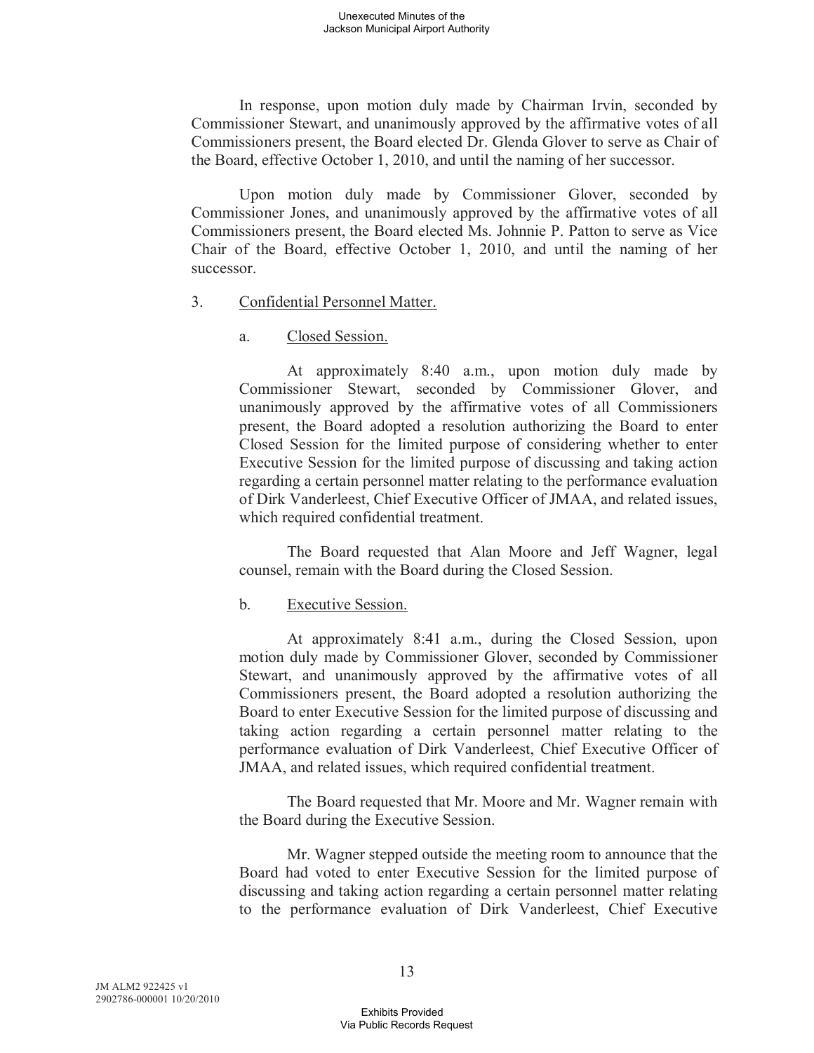In response, upon motion duly made by Chairman Irvin, seconded by Commissioner Stewart, and unanimously approved by the affirmative votes of all Commissioners present, the Board elected Dr. Glenda Glover to serve as Chair of the Board, effective October 1, 2010, and until the naming of her successor.

Upon motion duly made by Commissioner Glover, seconded by Commissioner Jones, and unanimously approved by the affirmative votes of all Commissioners present, the Board elected Ms. Johnnie P. Patton to serve as Vice Chair of the Board, effective October 1, 2010, and until the naming of her successor.

3. Confidential Personnel Matter.

a. Closed Session.

At approximately 8:40 a.m., upon motion duly made by Commissioner Stewart, seconded by Commissioner Glover, and unanimously approved by the affirmative votes of all Commissioners present, the Board adopted a resolution authorizing the Board to enter Closed Session for the limited purpose of considering whether to enter Executive Session for the limited purpose of discussing and taking action regarding a certain personnel matter relating to the performance evaluation of Dirk Vanderleest, Chief Executive Officer of JMAA, and related issues, which required confidential treatment.

The Board requested that Alan Moore and Jeff Wagner, legal counsel, remain with the Board during the Closed Session.

b. Executive Session.

At approximately 8:41 a.m., during the Closed Session, upon motion duly made by Commissioner Glover, seconded by Commissioner Stewart, and unanimously approved by the affirmative votes of all Commissioners present, the Board adopted a resolution authorizing the Board to enter Executive Session for the limited purpose of discussing and taking action regarding a certain personnel matter relating to the performance evaluation of Dirk Vanderleest, Chief Executive Officer of JMAA, and related issues, which required confidential treatment.

The Board requested that Mr. Moore and Mr. Wagner remain with the Board during the Executive Session.

Mr. Wagner stepped outside the meeting room to announce that the Board had voted to enter Executive Session for the limited purpose of discussing and taking action regarding a certain personnel matter relating to the performance evaluation of Dirk Vanderleest, Chief Executive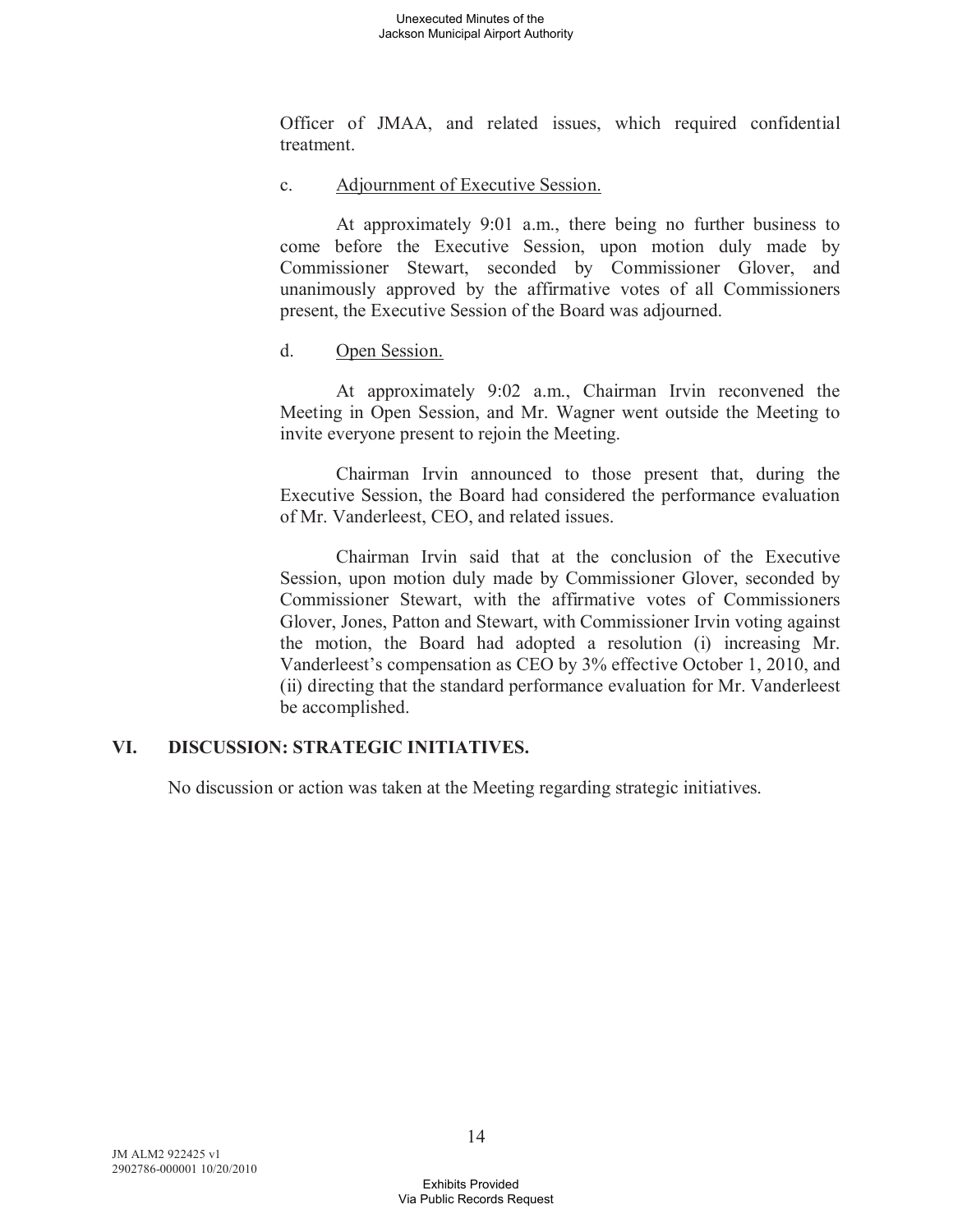Officer of JMAA, and related issues, which required confidential treatment.

c. Adjournment of Executive Session.

At approximately 9:01 a.m., there being no further business to come before the Executive Session, upon motion duly made by Commissioner Stewart, seconded by Commissioner Glover, and unanimously approved by the affirmative votes of all Commissioners present, the Executive Session of the Board was adjourned.

d. Open Session.

At approximately 9:02 a.m., Chairman Irvin reconvened the Meeting in Open Session, and Mr. Wagner went outside the Meeting to invite everyone present to rejoin the Meeting.

Chairman Irvin announced to those present that, during the Executive Session, the Board had considered the performance evaluation of Mr. Vanderleest, CEO, and related issues.

Chairman Irvin said that at the conclusion of the Executive Session, upon motion duly made by Commissioner Glover, seconded by Commissioner Stewart, with the affirmative votes of Commissioners Glover, Jones, Patton and Stewart, with Commissioner Irvin voting against the motion, the Board had adopted a resolution (i) increasing Mr. Vanderleest's compensation as CEO by 3% effective October 1, 2010, and (ii) directing that the standard performance evaluation for Mr. Vanderleest be accomplished.

## VI. DISCUSSION: STRATEGIC INITIATIVES.

No discussion or action was taken at the Meeting regarding strategic initiatives.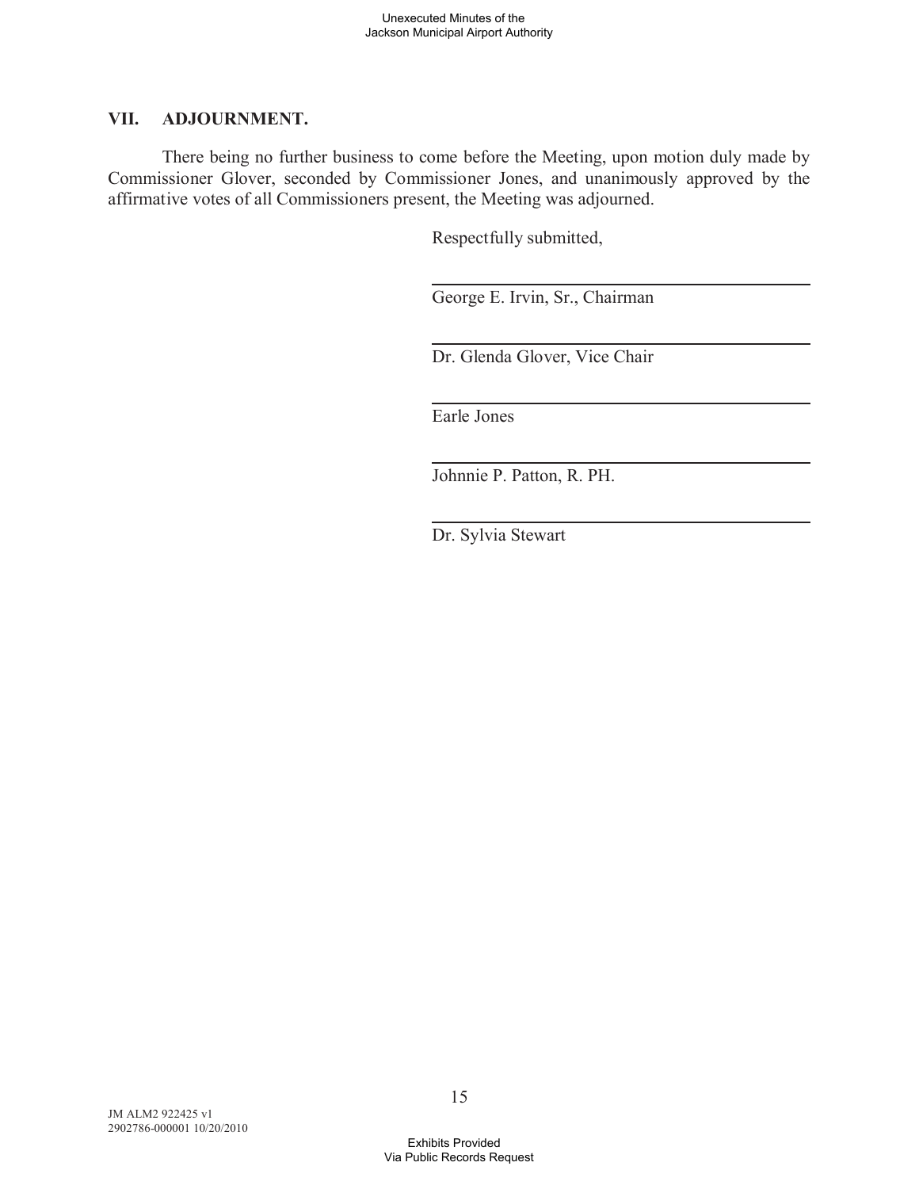## VII. ADJOURNMENT.

There being no further business to come before the Meeting, upon motion duly made by Commissioner Glover, seconded by Commissioner Jones, and unanimously approved by the affirmative votes of all Commissioners present, the Meeting was adjourned.

Respectfully submitted,

\_\_\_\_\_\_\_\_\_\_\_\_\_\_\_\_\_\_\_\_\_\_\_\_\_\_\_\_\_\_\_\_\_\_\_\_
George E. Irvin, Sr., Chairman

\_\_\_\_\_\_\_\_\_\_\_\_\_\_\_\_\_\_\_\_\_\_\_\_\_\_\_\_\_\_\_\_\_\_\_\_
Dr. Glenda Glover, Vice Chair

\_\_\_\_\_\_\_\_\_\_\_\_\_\_\_\_\_\_\_\_\_\_\_\_\_\_\_\_\_\_\_\_\_\_\_\_
Earle Jones

\_\_\_\_\_\_\_\_\_\_\_\_\_\_\_\_\_\_\_\_\_\_\_\_\_\_\_\_\_\_\_\_\_\_\_\_
Johnnie P. Patton, R. PH.

\_\_\_\_\_\_\_\_\_\_\_\_\_\_\_\_\_\_\_\_\_\_\_\_\_\_\_\_\_\_\_\_\_\_\_\_
Dr. Sylvia Stewart

JM ALM2 922425 v1
2902786-000001 10/20/2010

Exhibits Provided
Via Public Records Request